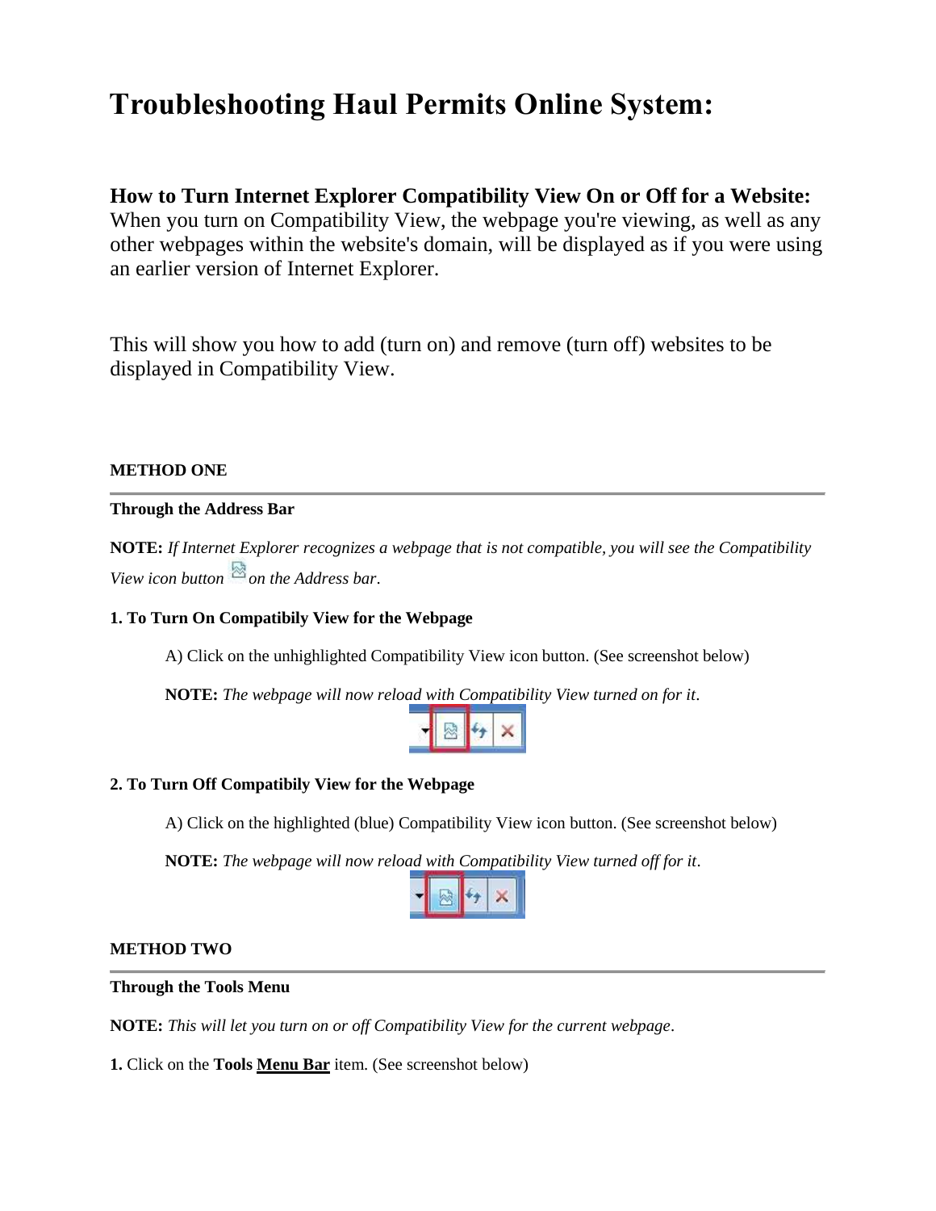# Troubleshooting Haul Permits Online System:

## How to Turn Internet Explorer Compatibility View On or Off for a Website:

When you turn on Compatibility View, the webpage you're viewing, as well as any other webpages within the website's domain, will be displayed as if you were using an earlier version of Internet Explorer.

This will show you how to add (turn on) and remove (turn off) websites to be displayed in Compatibility View.

**METHOD ONE**

---

**Through the Address Bar**

**NOTE:** *If Internet Explorer recognizes a webpage that is not compatible, you will see the Compatibility View icon button on the Address bar*.

**1. To Turn On Compatibily View for the Webpage**

A) Click on the unhighlighted Compatibility View icon button. (See screenshot below)

**NOTE:** *The webpage will now reload with Compatibility View turned on for it*.

**2. To Turn Off Compatibily View for the Webpage**

A) Click on the highlighted (blue) Compatibility View icon button. (See screenshot below)

**NOTE:** *The webpage will now reload with Compatibility View turned off for it*.

**METHOD TWO**

---

**Through the Tools Menu**

**NOTE:** *This will let you turn on or off Compatibility View for the current webpage*.

**1.** Click on the **Tools** **Menu Bar** item. (See screenshot below)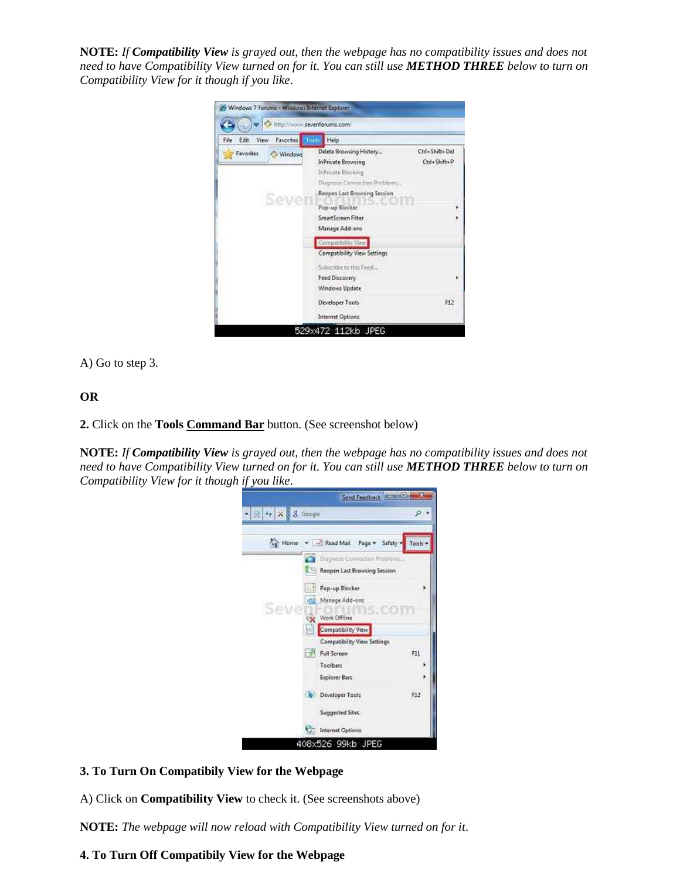**NOTE:** *If **Compatibility View** is grayed out, then the webpage has no compatibility issues and does not need to have Compatibility View turned on for it. You can still use **METHOD THREE** below to turn on Compatibility View for it though if you like.*

A) Go to step 3.

**OR**

**2.** Click on the **Tools Command Bar** button. (See screenshot below)

**NOTE:** *If **Compatibility View** is grayed out, then the webpage has no compatibility issues and does not need to have Compatibility View turned on for it. You can still use **METHOD THREE** below to turn on Compatibility View for it though if you like.*

**3. To Turn On Compatibily View for the Webpage**

A) Click on **Compatibility View** to check it. (See screenshots above)

**NOTE:** *The webpage will now reload with Compatibility View turned on for it.*

**4. To Turn Off Compatibily View for the Webpage**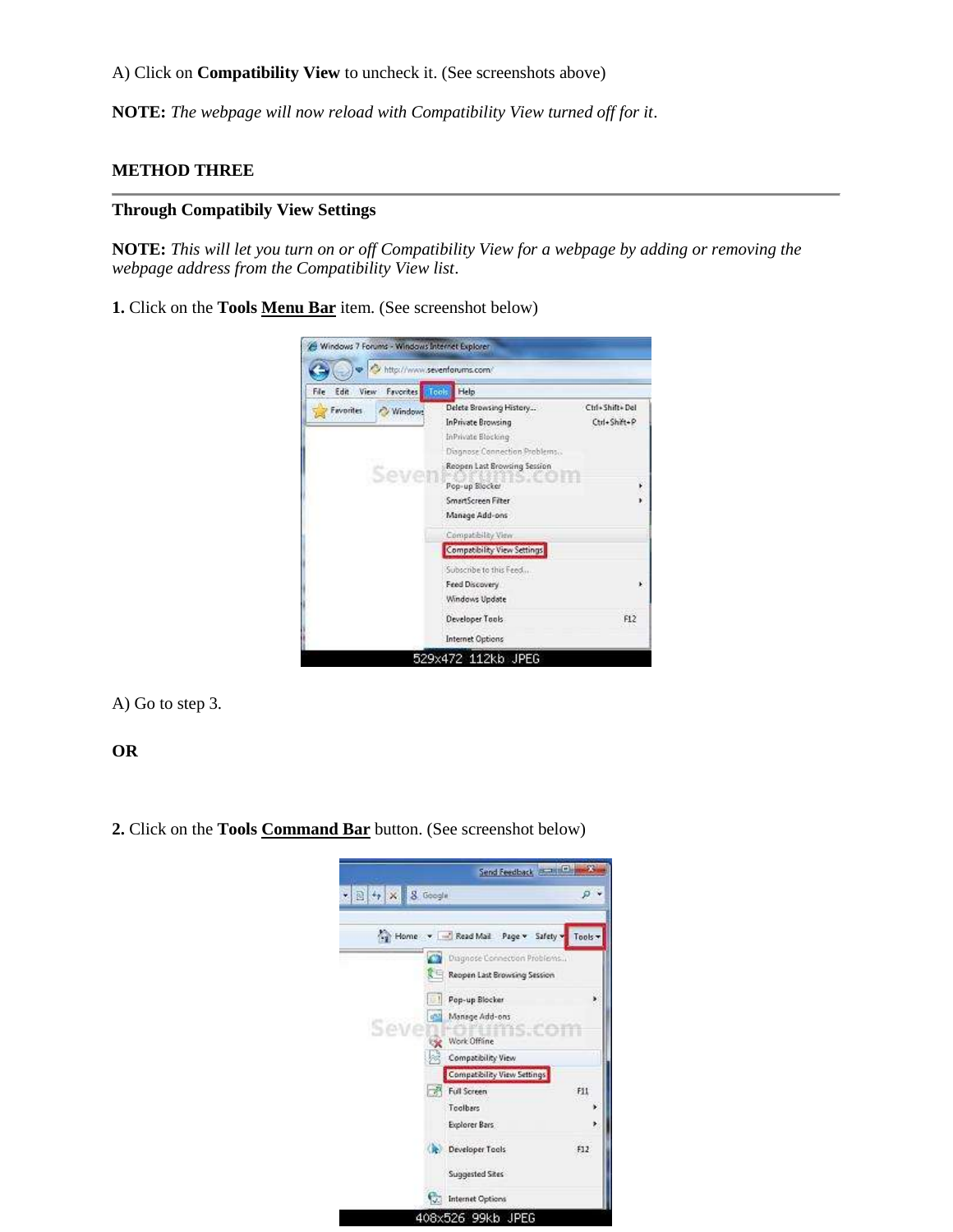A) Click on **Compatibility View** to uncheck it. (See screenshots above)

**NOTE:** *The webpage will now reload with Compatibility View turned off for it*.

**METHOD THREE**

---

**Through Compatibly View Settings**

**NOTE:** *This will let you turn on or off Compatibility View for a webpage by adding or removing the webpage address from the Compatibility View list*.

**1.** Click on the **Tools** **Menu Bar** item. (See screenshot below)

A) Go to step 3.

**OR**

**2.** Click on the **Tools** **Command Bar** button. (See screenshot below)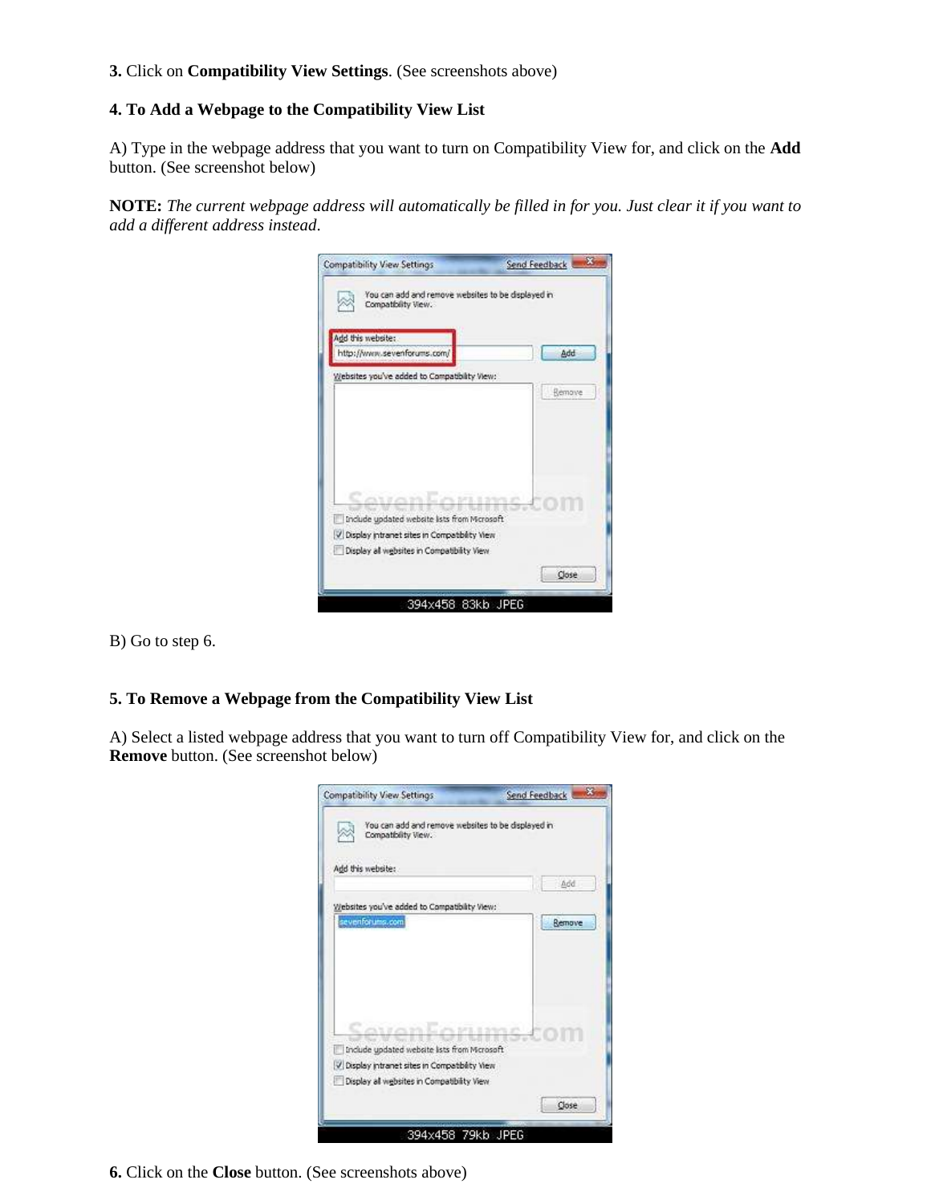**3.** Click on **Compatibility View Settings**. (See screenshots above)

**4. To Add a Webpage to the Compatibility View List**

A) Type in the webpage address that you want to turn on Compatibility View for, and click on the **Add** button. (See screenshot below)

**NOTE:** *The current webpage address will automatically be filled in for you. Just clear it if you want to add a different address instead.*

B) Go to step 6.

**5. To Remove a Webpage from the Compatibility View List**

A) Select a listed webpage address that you want to turn off Compatibility View for, and click on the **Remove** button. (See screenshot below)

**6.** Click on the **Close** button. (See screenshots above)